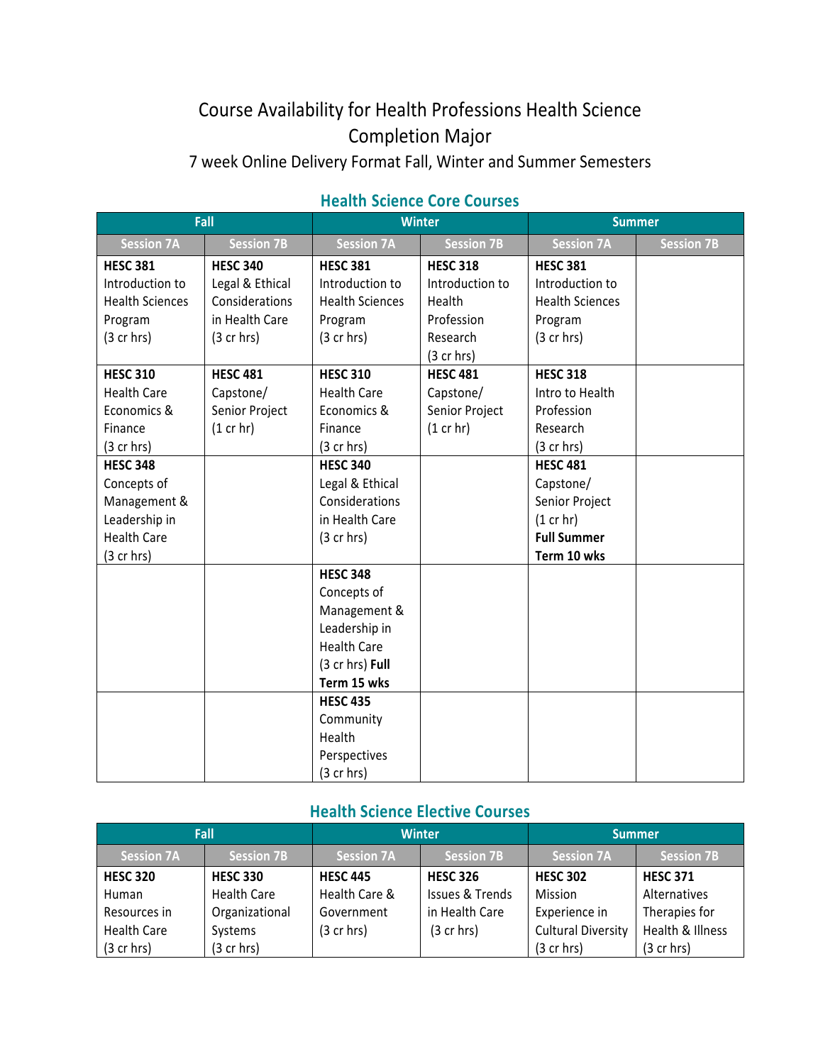# Course Availability for Health Professions Health Science Completion Major

7 week Online Delivery Format Fall, Winter and Summer Semesters

## Health Science Core Courses

| Fall | | Winter | | Summer | |
|---|---|---|---|---|---|
| **Session 7A** | **Session 7B** | **Session 7A** | **Session 7B** | **Session 7A** | **Session 7B** |
| **HESC 381** Introduction to Health Sciences Program (3 cr hrs) | **HESC 340** Legal & Ethical Considerations in Health Care (3 cr hrs) | **HESC 381** Introduction to Health Sciences Program (3 cr hrs) | **HESC 318** Introduction to Health Profession Research (3 cr hrs) | **HESC 381** Introduction to Health Sciences Program (3 cr hrs) | |
| **HESC 310** Health Care Economics & Finance (3 cr hrs) | **HESC 481** Capstone/ Senior Project (1 cr hr) | **HESC 310** Health Care Economics & Finance (3 cr hrs) | **HESC 481** Capstone/ Senior Project (1 cr hr) | **HESC 318** Intro to Health Profession Research (3 cr hrs) | |
| **HESC 348** Concepts of Management & Leadership in Health Care (3 cr hrs) | | **HESC 340** Legal & Ethical Considerations in Health Care (3 cr hrs) | | **HESC 481** Capstone/ Senior Project (1 cr hr) **Full Summer Term 10 wks** | |
| | | **HESC 348** Concepts of Management & Leadership in Health Care (3 cr hrs) **Full Term 15 wks** | | | |
| | | **HESC 435** Community Health Perspectives (3 cr hrs) | | | |

## Health Science Elective Courses

| Fall | | Winter | | Summer | |
|---|---|---|---|---|---|
| **Session 7A** | **Session 7B** | **Session 7A** | **Session 7B** | **Session 7A** | **Session 7B** |
| **HESC 320** Human Resources in Health Care (3 cr hrs) | **HESC 330** Health Care Organizational Systems (3 cr hrs) | **HESC 445** Health Care & Government (3 cr hrs) | **HESC 326** Issues & Trends in Health Care (3 cr hrs) | **HESC 302** Mission Experience in Cultural Diversity (3 cr hrs) | **HESC 371** Alternatives Therapies for Health & Illness (3 cr hrs) |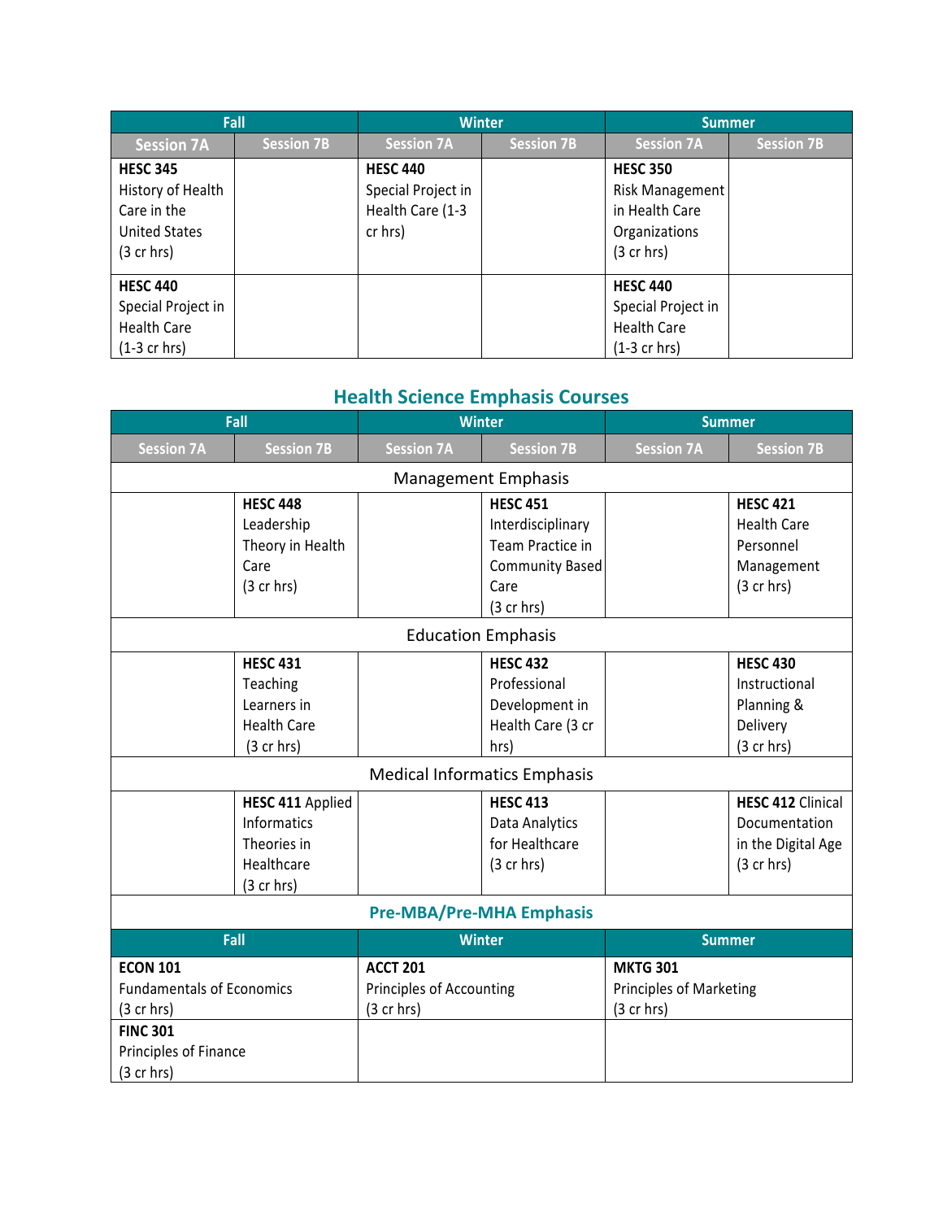| Fall | | Winter | | Summer | |
|---|---|---|---|---|---|
| Session 7A | Session 7B | Session 7A | Session 7B | Session 7A | Session 7B |
| **HESC 345** History of Health Care in the United States (3 cr hrs) | | **HESC 440** Special Project in Health Care (1-3 cr hrs) | | **HESC 350** Risk Management in Health Care Organizations (3 cr hrs) | |
| **HESC 440** Special Project in Health Care (1-3 cr hrs) | | | | **HESC 440** Special Project in Health Care (1-3 cr hrs) | |

## Health Science Emphasis Courses

| Fall | | Winter | | Summer | |
|---|---|---|---|---|---|
| Session 7A | Session 7B | Session 7A | Session 7B | Session 7A | Session 7B |
| Management Emphasis | | | | | |
| | **HESC 448** Leadership Theory in Health Care (3 cr hrs) | | **HESC 451** Interdisciplinary Team Practice in Community Based Care (3 cr hrs) | | **HESC 421** Health Care Personnel Management (3 cr hrs) |
| Education Emphasis | | | | | |
| | **HESC 431** Teaching Learners in Health Care (3 cr hrs) | | **HESC 432** Professional Development in Health Care (3 cr hrs) | | **HESC 430** Instructional Planning & Delivery (3 cr hrs) |
| Medical Informatics Emphasis | | | | | |
| | **HESC 411** Applied Informatics Theories in Healthcare (3 cr hrs) | | **HESC 413** Data Analytics for Healthcare (3 cr hrs) | | **HESC 412** Clinical Documentation in the Digital Age (3 cr hrs) |

### Pre-MBA/Pre-MHA Emphasis

| Fall | Winter | Summer |
|---|---|---|
| **ECON 101** Fundamentals of Economics (3 cr hrs) | **ACCT 201** Principles of Accounting (3 cr hrs) | **MKTG 301** Principles of Marketing (3 cr hrs) |
| **FINC 301** Principles of Finance (3 cr hrs) | | |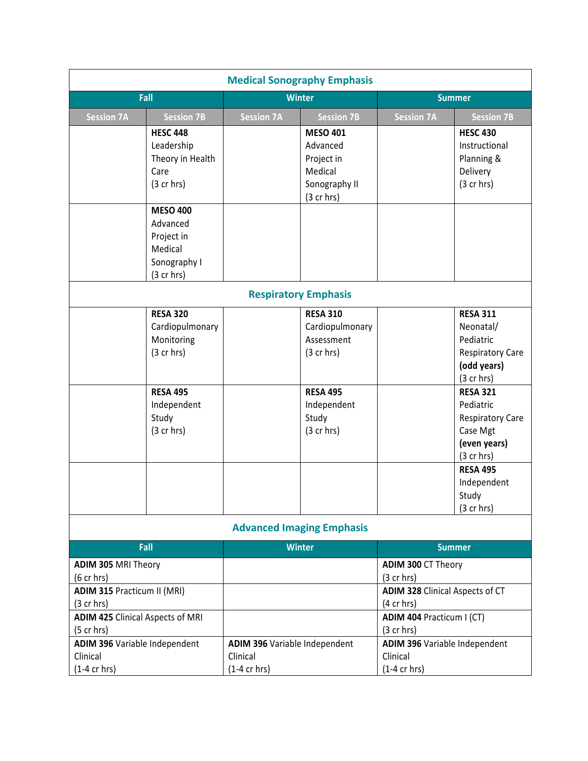| Medical Sonography Emphasis | | | | | |
|---|---|---|---|---|---|
| Fall | | Winter | | Summer | |
| Session 7A | Session 7B | Session 7A | Session 7B | Session 7A | Session 7B |
| | **HESC 448** Leadership Theory in Health Care (3 cr hrs) | | **MESO 401** Advanced Project in Medical Sonography II (3 cr hrs) | | **HESC 430** Instructional Planning & Delivery (3 cr hrs) |
| | **MESO 400** Advanced Project in Medical Sonography I (3 cr hrs) | | | | |
| **Respiratory Emphasis** | | | | | |
| | **RESA 320** Cardiopulmonary Monitoring (3 cr hrs) | | **RESA 310** Cardiopulmonary Assessment (3 cr hrs) | | **RESA 311** Neonatal/ Pediatric Respiratory Care **(odd years)** (3 cr hrs) |
| | **RESA 495** Independent Study (3 cr hrs) | | **RESA 495** Independent Study (3 cr hrs) | | **RESA 321** Pediatric Respiratory Care Case Mgt **(even years)** (3 cr hrs) |
| | | | | | **RESA 495** Independent Study (3 cr hrs) |

| Advanced Imaging Emphasis | | |
|---|---|---|
| Fall | Winter | Summer |
| **ADIM 305** MRI Theory (6 cr hrs) | | **ADIM 300** CT Theory (3 cr hrs) |
| **ADIM 315** Practicum II (MRI) (3 cr hrs) | | **ADIM 328** Clinical Aspects of CT (4 cr hrs) |
| **ADIM 425** Clinical Aspects of MRI (5 cr hrs) | | **ADIM 404** Practicum I (CT) (3 cr hrs) |
| **ADIM 396** Variable Independent Clinical (1-4 cr hrs) | **ADIM 396** Variable Independent Clinical (1-4 cr hrs) | **ADIM 396** Variable Independent Clinical (1-4 cr hrs) |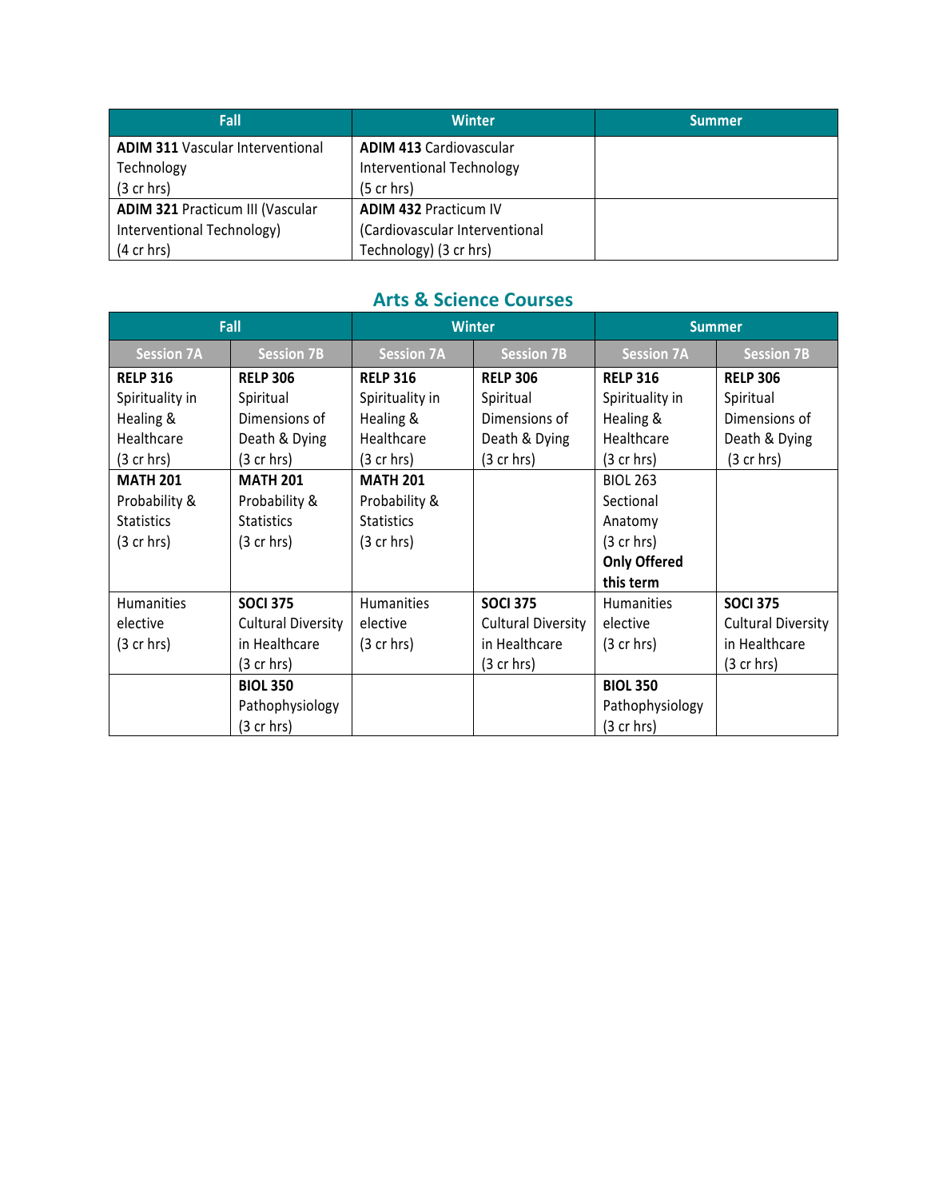| Fall | Winter | Summer |
|---|---|---|
| **ADIM 311** Vascular Interventional Technology (3 cr hrs) | **ADIM 413** Cardiovascular Interventional Technology (5 cr hrs) | |
| **ADIM 321** Practicum III (Vascular Interventional Technology) (4 cr hrs) | **ADIM 432** Practicum IV (Cardiovascular Interventional Technology) (3 cr hrs) | |

## Arts & Science Courses

| Fall | | Winter | | Summer | |
|---|---|---|---|---|---|
| Session 7A | Session 7B | Session 7A | Session 7B | Session 7A | Session 7B |
| **RELP 316** Spirituality in Healing & Healthcare (3 cr hrs) | **RELP 306** Spiritual Dimensions of Death & Dying (3 cr hrs) | **RELP 316** Spirituality in Healing & Healthcare (3 cr hrs) | **RELP 306** Spiritual Dimensions of Death & Dying (3 cr hrs) | **RELP 316** Spirituality in Healing & Healthcare (3 cr hrs) | **RELP 306** Spiritual Dimensions of Death & Dying (3 cr hrs) |
| **MATH 201** Probability & Statistics (3 cr hrs) | **MATH 201** Probability & Statistics (3 cr hrs) | **MATH 201** Probability & Statistics (3 cr hrs) | | BIOL 263 Sectional Anatomy (3 cr hrs) **Only Offered this term** | |
| Humanities elective (3 cr hrs) | **SOCI 375** Cultural Diversity in Healthcare (3 cr hrs) | Humanities elective (3 cr hrs) | **SOCI 375** Cultural Diversity in Healthcare (3 cr hrs) | Humanities elective (3 cr hrs) | **SOCI 375** Cultural Diversity in Healthcare (3 cr hrs) |
| | **BIOL 350** Pathophysiology (3 cr hrs) | | | **BIOL 350** Pathophysiology (3 cr hrs) | |